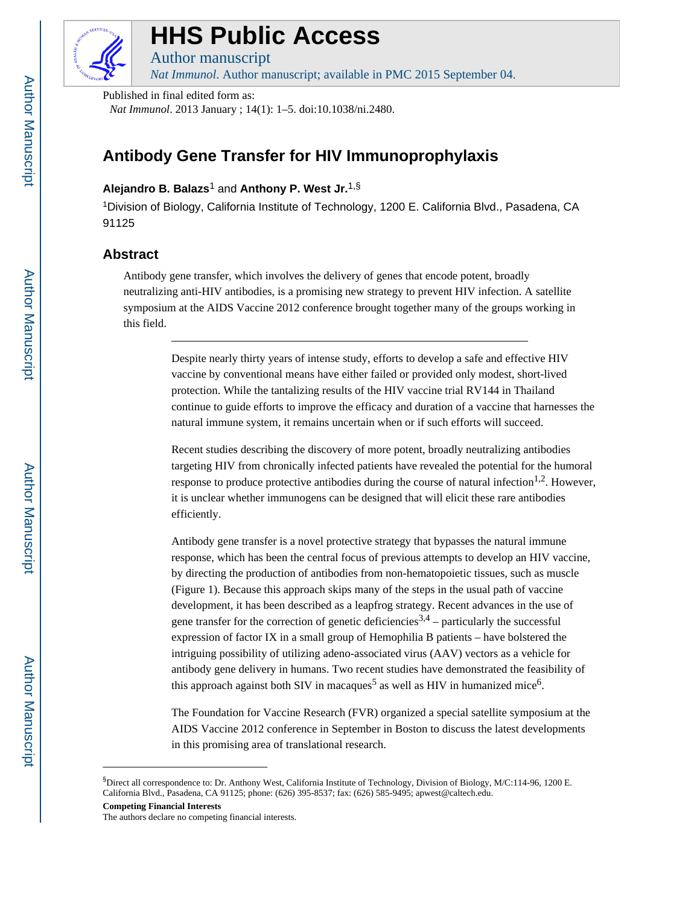# HHS Public Access

Author manuscript

*Nat Immunol*. Author manuscript; available in PMC 2015 September 04.

Published in final edited form as:

*Nat Immunol*. 2013 January ; 14(1): 1–5. doi:10.1038/ni.2480.

# Antibody Gene Transfer for HIV Immunoprophylaxis

**Alejandro B. Balazs**[1] and **Anthony P. West Jr.**[1,§]

[1]Division of Biology, California Institute of Technology, 1200 E. California Blvd., Pasadena, CA 91125

## Abstract

Antibody gene transfer, which involves the delivery of genes that encode potent, broadly neutralizing anti-HIV antibodies, is a promising new strategy to prevent HIV infection. A satellite symposium at the AIDS Vaccine 2012 conference brought together many of the groups working in this field.

---

Despite nearly thirty years of intense study, efforts to develop a safe and effective HIV vaccine by conventional means have either failed or provided only modest, short-lived protection. While the tantalizing results of the HIV vaccine trial RV144 in Thailand continue to guide efforts to improve the efficacy and duration of a vaccine that harnesses the natural immune system, it remains uncertain when or if such efforts will succeed.

Recent studies describing the discovery of more potent, broadly neutralizing antibodies targeting HIV from chronically infected patients have revealed the potential for the humoral response to produce protective antibodies during the course of natural infection[1,2]. However, it is unclear whether immunogens can be designed that will elicit these rare antibodies efficiently.

Antibody gene transfer is a novel protective strategy that bypasses the natural immune response, which has been the central focus of previous attempts to develop an HIV vaccine, by directing the production of antibodies from non-hematopoietic tissues, such as muscle (Figure 1). Because this approach skips many of the steps in the usual path of vaccine development, it has been described as a leapfrog strategy. Recent advances in the use of gene transfer for the correction of genetic deficiencies[3,4] – particularly the successful expression of factor IX in a small group of Hemophilia B patients – have bolstered the intriguing possibility of utilizing adeno-associated virus (AAV) vectors as a vehicle for antibody gene delivery in humans. Two recent studies have demonstrated the feasibility of this approach against both SIV in macaques[5] as well as HIV in humanized mice[6].

The Foundation for Vaccine Research (FVR) organized a special satellite symposium at the AIDS Vaccine 2012 conference in September in Boston to discuss the latest developments in this promising area of translational research.

---

§Direct all correspondence to: Dr. Anthony West, California Institute of Technology, Division of Biology, M/C:114-96, 1200 E. California Blvd., Pasadena, CA 91125; phone: (626) 395-8537; fax: (626) 585-9495; apwest@caltech.edu.

**Competing Financial Interests**

The authors declare no competing financial interests.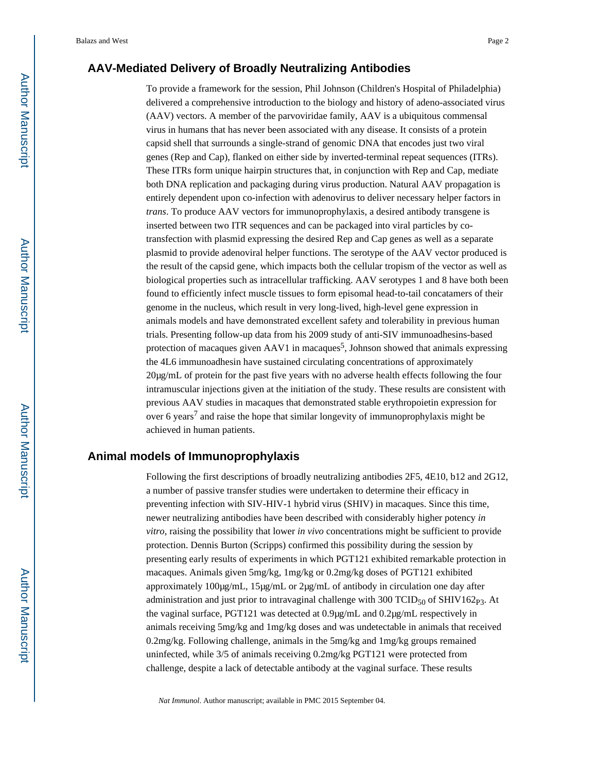## AAV-Mediated Delivery of Broadly Neutralizing Antibodies

To provide a framework for the session, Phil Johnson (Children's Hospital of Philadelphia) delivered a comprehensive introduction to the biology and history of adeno-associated virus (AAV) vectors. A member of the parvoviridae family, AAV is a ubiquitous commensal virus in humans that has never been associated with any disease. It consists of a protein capsid shell that surrounds a single-strand of genomic DNA that encodes just two viral genes (Rep and Cap), flanked on either side by inverted-terminal repeat sequences (ITRs). These ITRs form unique hairpin structures that, in conjunction with Rep and Cap, mediate both DNA replication and packaging during virus production. Natural AAV propagation is entirely dependent upon co-infection with adenovirus to deliver necessary helper factors in *trans*. To produce AAV vectors for immunoprophylaxis, a desired antibody transgene is inserted between two ITR sequences and can be packaged into viral particles by co-transfection with plasmid expressing the desired Rep and Cap genes as well as a separate plasmid to provide adenoviral helper functions. The serotype of the AAV vector produced is the result of the capsid gene, which impacts both the cellular tropism of the vector as well as biological properties such as intracellular trafficking. AAV serotypes 1 and 8 have both been found to efficiently infect muscle tissues to form episomal head-to-tail concatamers of their genome in the nucleus, which result in very long-lived, high-level gene expression in animals models and have demonstrated excellent safety and tolerability in previous human trials. Presenting follow-up data from his 2009 study of anti-SIV immunoadhesins-based protection of macaques given AAV1 in macaques[5], Johnson showed that animals expressing the 4L6 immunoadhesin have sustained circulating concentrations of approximately 20µg/mL of protein for the past five years with no adverse health effects following the four intramuscular injections given at the initiation of the study. These results are consistent with previous AAV studies in macaques that demonstrated stable erythropoietin expression for over 6 years[7] and raise the hope that similar longevity of immunoprophylaxis might be achieved in human patients.

## Animal models of Immunoprophylaxis

Following the first descriptions of broadly neutralizing antibodies 2F5, 4E10, b12 and 2G12, a number of passive transfer studies were undertaken to determine their efficacy in preventing infection with SIV-HIV-1 hybrid virus (SHIV) in macaques. Since this time, newer neutralizing antibodies have been described with considerably higher potency *in vitro*, raising the possibility that lower *in vivo* concentrations might be sufficient to provide protection. Dennis Burton (Scripps) confirmed this possibility during the session by presenting early results of experiments in which PGT121 exhibited remarkable protection in macaques. Animals given 5mg/kg, 1mg/kg or 0.2mg/kg doses of PGT121 exhibited approximately 100µg/mL, 15µg/mL or 2µg/mL of antibody in circulation one day after administration and just prior to intravaginal challenge with 300 $TCID_{50}$ of $SHIV162_{P3}$. At the vaginal surface, PGT121 was detected at 0.9µg/mL and 0.2µg/mL respectively in animals receiving 5mg/kg and 1mg/kg doses and was undetectable in animals that received 0.2mg/kg. Following challenge, animals in the 5mg/kg and 1mg/kg groups remained uninfected, while 3/5 of animals receiving 0.2mg/kg PGT121 were protected from challenge, despite a lack of detectable antibody at the vaginal surface. These results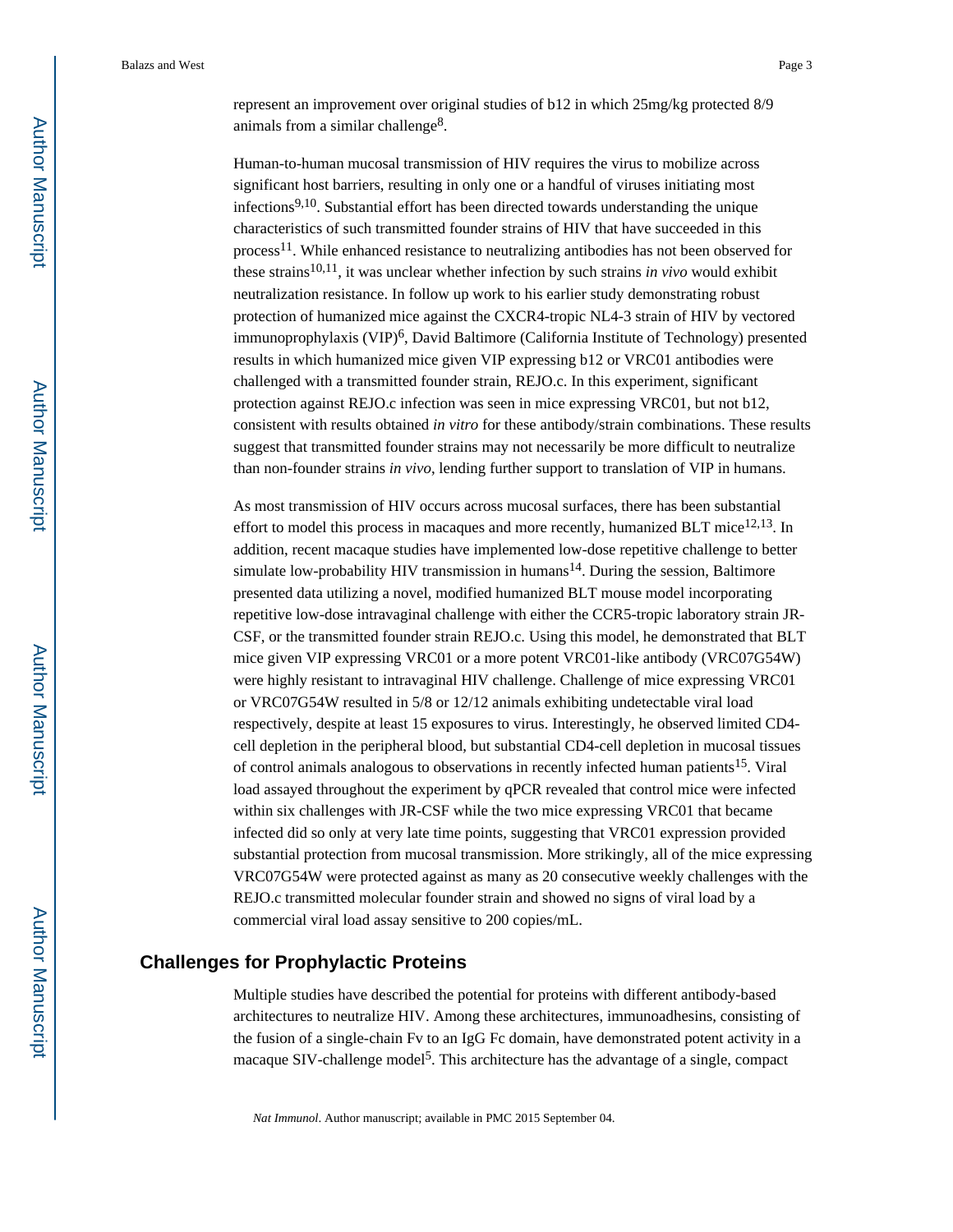represent an improvement over original studies of b12 in which 25mg/kg protected 8/9 animals from a similar challenge[8].

Human-to-human mucosal transmission of HIV requires the virus to mobilize across significant host barriers, resulting in only one or a handful of viruses initiating most infections[9,10]. Substantial effort has been directed towards understanding the unique characteristics of such transmitted founder strains of HIV that have succeeded in this process[11]. While enhanced resistance to neutralizing antibodies has not been observed for these strains[10,11], it was unclear whether infection by such strains *in vivo* would exhibit neutralization resistance. In follow up work to his earlier study demonstrating robust protection of humanized mice against the CXCR4-tropic NL4-3 strain of HIV by vectored immunoprophylaxis (VIP)[6], David Baltimore (California Institute of Technology) presented results in which humanized mice given VIP expressing b12 or VRC01 antibodies were challenged with a transmitted founder strain, REJO.c. In this experiment, significant protection against REJO.c infection was seen in mice expressing VRC01, but not b12, consistent with results obtained *in vitro* for these antibody/strain combinations. These results suggest that transmitted founder strains may not necessarily be more difficult to neutralize than non-founder strains *in vivo*, lending further support to translation of VIP in humans.

As most transmission of HIV occurs across mucosal surfaces, there has been substantial effort to model this process in macaques and more recently, humanized BLT mice[12,13]. In addition, recent macaque studies have implemented low-dose repetitive challenge to better simulate low-probability HIV transmission in humans[14]. During the session, Baltimore presented data utilizing a novel, modified humanized BLT mouse model incorporating repetitive low-dose intravaginal challenge with either the CCR5-tropic laboratory strain JR-CSF, or the transmitted founder strain REJO.c. Using this model, he demonstrated that BLT mice given VIP expressing VRC01 or a more potent VRC01-like antibody (VRC07G54W) were highly resistant to intravaginal HIV challenge. Challenge of mice expressing VRC01 or VRC07G54W resulted in 5/8 or 12/12 animals exhibiting undetectable viral load respectively, despite at least 15 exposures to virus. Interestingly, he observed limited CD4-cell depletion in the peripheral blood, but substantial CD4-cell depletion in mucosal tissues of control animals analogous to observations in recently infected human patients[15]. Viral load assayed throughout the experiment by qPCR revealed that control mice were infected within six challenges with JR-CSF while the two mice expressing VRC01 that became infected did so only at very late time points, suggesting that VRC01 expression provided substantial protection from mucosal transmission. More strikingly, all of the mice expressing VRC07G54W were protected against as many as 20 consecutive weekly challenges with the REJO.c transmitted molecular founder strain and showed no signs of viral load by a commercial viral load assay sensitive to 200 copies/mL.

## Challenges for Prophylactic Proteins

Multiple studies have described the potential for proteins with different antibody-based architectures to neutralize HIV. Among these architectures, immunoadhesins, consisting of the fusion of a single-chain Fv to an IgG Fc domain, have demonstrated potent activity in a macaque SIV-challenge model[5]. This architecture has the advantage of a single, compact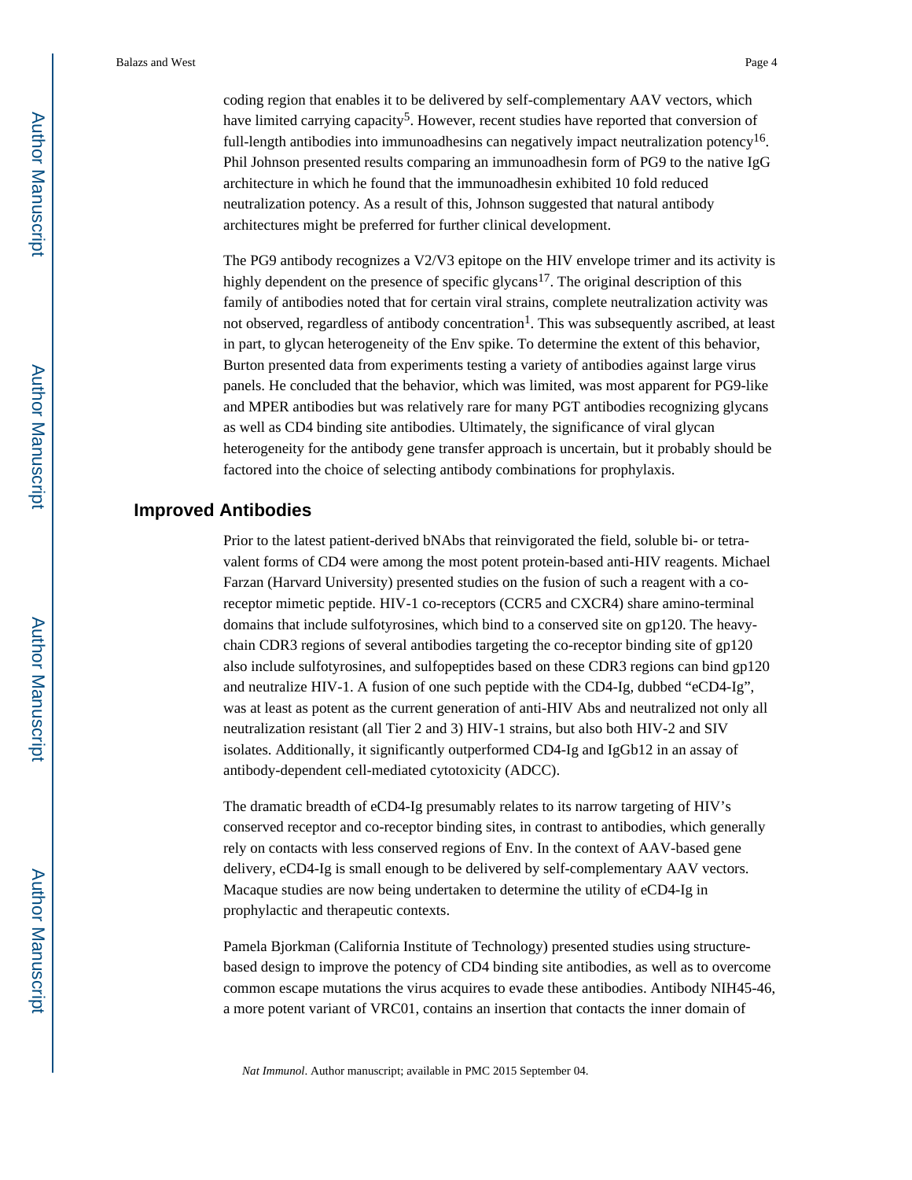coding region that enables it to be delivered by self-complementary AAV vectors, which have limited carrying capacity[5]. However, recent studies have reported that conversion of full-length antibodies into immunoadhesins can negatively impact neutralization potency[16]. Phil Johnson presented results comparing an immunoadhesin form of PG9 to the native IgG architecture in which he found that the immunoadhesin exhibited 10 fold reduced neutralization potency. As a result of this, Johnson suggested that natural antibody architectures might be preferred for further clinical development.

The PG9 antibody recognizes a V2/V3 epitope on the HIV envelope trimer and its activity is highly dependent on the presence of specific glycans[17]. The original description of this family of antibodies noted that for certain viral strains, complete neutralization activity was not observed, regardless of antibody concentration[1]. This was subsequently ascribed, at least in part, to glycan heterogeneity of the Env spike. To determine the extent of this behavior, Burton presented data from experiments testing a variety of antibodies against large virus panels. He concluded that the behavior, which was limited, was most apparent for PG9-like and MPER antibodies but was relatively rare for many PGT antibodies recognizing glycans as well as CD4 binding site antibodies. Ultimately, the significance of viral glycan heterogeneity for the antibody gene transfer approach is uncertain, but it probably should be factored into the choice of selecting antibody combinations for prophylaxis.

## Improved Antibodies

Prior to the latest patient-derived bNAbs that reinvigorated the field, soluble bi- or tetra-valent forms of CD4 were among the most potent protein-based anti-HIV reagents. Michael Farzan (Harvard University) presented studies on the fusion of such a reagent with a co-receptor mimetic peptide. HIV-1 co-receptors (CCR5 and CXCR4) share amino-terminal domains that include sulfotyrosines, which bind to a conserved site on gp120. The heavy-chain CDR3 regions of several antibodies targeting the co-receptor binding site of gp120 also include sulfotyrosines, and sulfopeptides based on these CDR3 regions can bind gp120 and neutralize HIV-1. A fusion of one such peptide with the CD4-Ig, dubbed "eCD4-Ig", was at least as potent as the current generation of anti-HIV Abs and neutralized not only all neutralization resistant (all Tier 2 and 3) HIV-1 strains, but also both HIV-2 and SIV isolates. Additionally, it significantly outperformed CD4-Ig and IgGb12 in an assay of antibody-dependent cell-mediated cytotoxicity (ADCC).

The dramatic breadth of eCD4-Ig presumably relates to its narrow targeting of HIV's conserved receptor and co-receptor binding sites, in contrast to antibodies, which generally rely on contacts with less conserved regions of Env. In the context of AAV-based gene delivery, eCD4-Ig is small enough to be delivered by self-complementary AAV vectors. Macaque studies are now being undertaken to determine the utility of eCD4-Ig in prophylactic and therapeutic contexts.

Pamela Bjorkman (California Institute of Technology) presented studies using structure-based design to improve the potency of CD4 binding site antibodies, as well as to overcome common escape mutations the virus acquires to evade these antibodies. Antibody NIH45-46, a more potent variant of VRC01, contains an insertion that contacts the inner domain of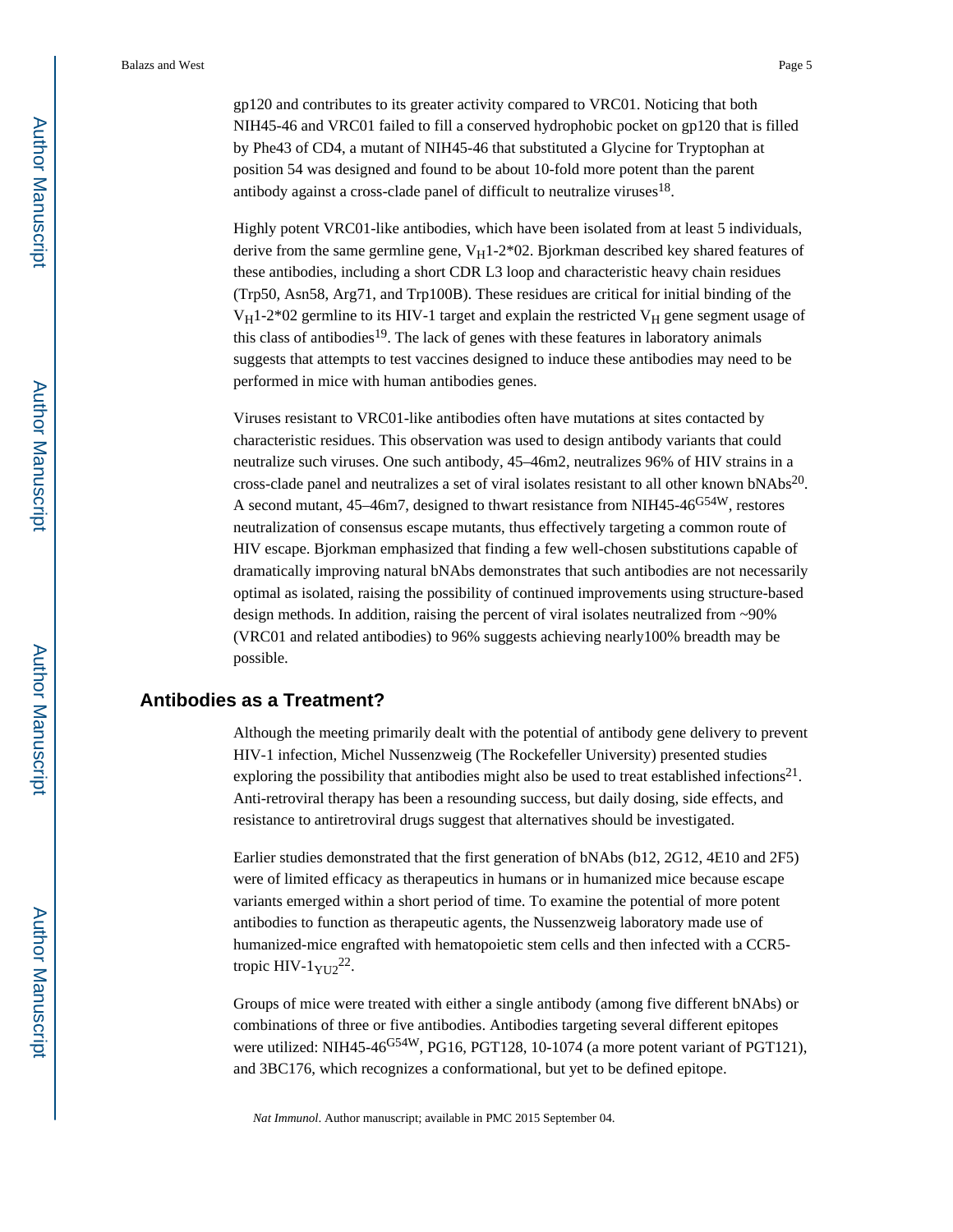gp120 and contributes to its greater activity compared to VRC01. Noticing that both NIH45-46 and VRC01 failed to fill a conserved hydrophobic pocket on gp120 that is filled by Phe43 of CD4, a mutant of NIH45-46 that substituted a Glycine for Tryptophan at position 54 was designed and found to be about 10-fold more potent than the parent antibody against a cross-clade panel of difficult to neutralize viruses[18].

Highly potent VRC01-like antibodies, which have been isolated from at least 5 individuals, derive from the same germline gene, $V_H$1-2*02. Bjorkman described key shared features of these antibodies, including a short CDR L3 loop and characteristic heavy chain residues (Trp50, Asn58, Arg71, and Trp100B). These residues are critical for initial binding of the $V_H$1-2*02 germline to its HIV-1 target and explain the restricted $V_H$ gene segment usage of this class of antibodies[19]. The lack of genes with these features in laboratory animals suggests that attempts to test vaccines designed to induce these antibodies may need to be performed in mice with human antibodies genes.

Viruses resistant to VRC01-like antibodies often have mutations at sites contacted by characteristic residues. This observation was used to design antibody variants that could neutralize such viruses. One such antibody, 45–46m2, neutralizes 96% of HIV strains in a cross-clade panel and neutralizes a set of viral isolates resistant to all other known bNAbs[20]. A second mutant, 45–46m7, designed to thwart resistance from NIH45-46$^{G54W}$, restores neutralization of consensus escape mutants, thus effectively targeting a common route of HIV escape. Bjorkman emphasized that finding a few well-chosen substitutions capable of dramatically improving natural bNAbs demonstrates that such antibodies are not necessarily optimal as isolated, raising the possibility of continued improvements using structure-based design methods. In addition, raising the percent of viral isolates neutralized from ~90% (VRC01 and related antibodies) to 96% suggests achieving nearly100% breadth may be possible.

## Antibodies as a Treatment?

Although the meeting primarily dealt with the potential of antibody gene delivery to prevent HIV-1 infection, Michel Nussenzweig (The Rockefeller University) presented studies exploring the possibility that antibodies might also be used to treat established infections[21]. Anti-retroviral therapy has been a resounding success, but daily dosing, side effects, and resistance to antiretroviral drugs suggest that alternatives should be investigated.

Earlier studies demonstrated that the first generation of bNAbs (b12, 2G12, 4E10 and 2F5) were of limited efficacy as therapeutics in humans or in humanized mice because escape variants emerged within a short period of time. To examine the potential of more potent antibodies to function as therapeutic agents, the Nussenzweig laboratory made use of humanized-mice engrafted with hematopoietic stem cells and then infected with a CCR5-tropic HIV-$1_{YU2}$[22].

Groups of mice were treated with either a single antibody (among five different bNAbs) or combinations of three or five antibodies. Antibodies targeting several different epitopes were utilized: NIH45-46$^{G54W}$, PG16, PGT128, 10-1074 (a more potent variant of PGT121), and 3BC176, which recognizes a conformational, but yet to be defined epitope.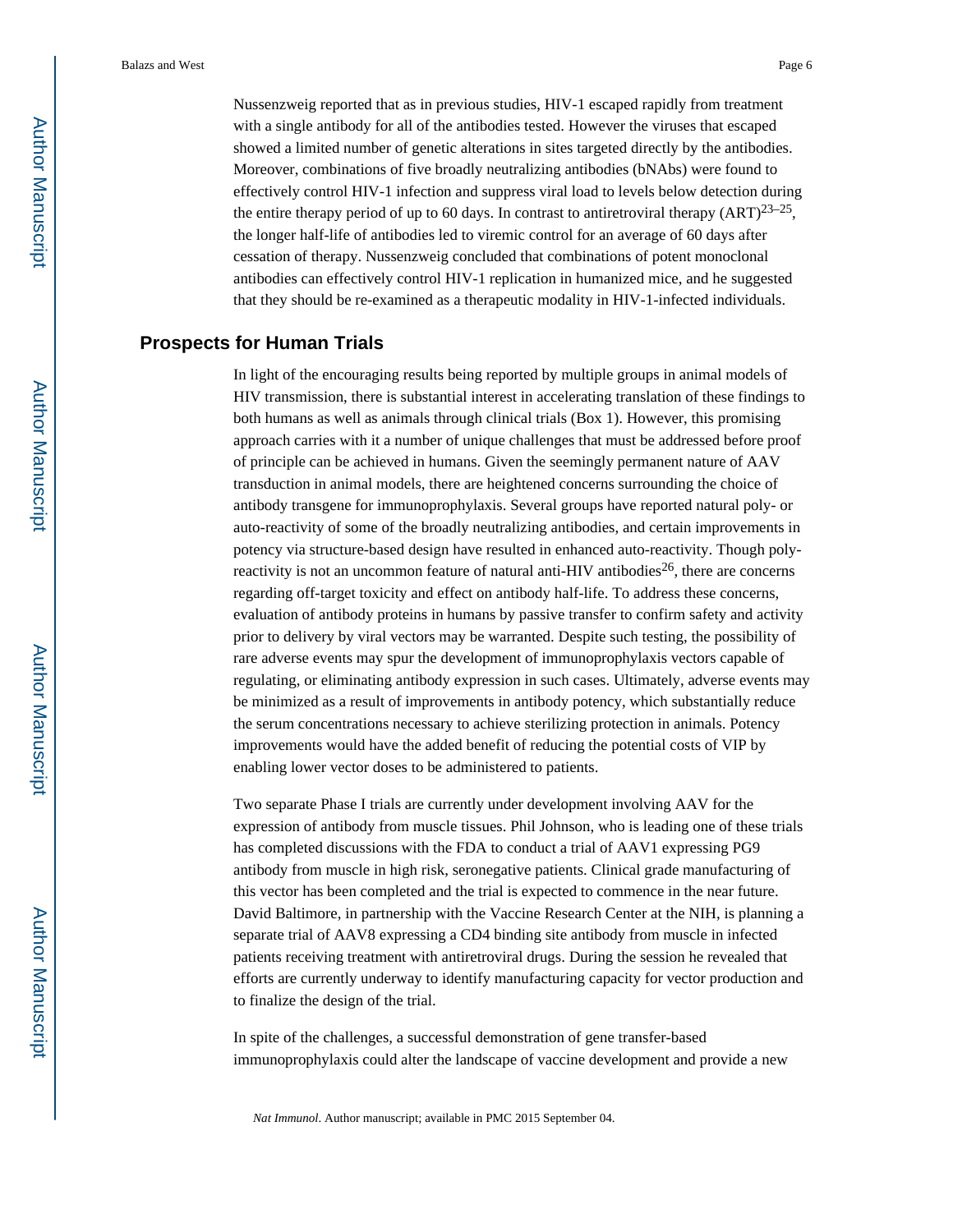Nussenzweig reported that as in previous studies, HIV-1 escaped rapidly from treatment with a single antibody for all of the antibodies tested. However the viruses that escaped showed a limited number of genetic alterations in sites targeted directly by the antibodies. Moreover, combinations of five broadly neutralizing antibodies (bNAbs) were found to effectively control HIV-1 infection and suppress viral load to levels below detection during the entire therapy period of up to 60 days. In contrast to antiretroviral therapy (ART)[23–25], the longer half-life of antibodies led to viremic control for an average of 60 days after cessation of therapy. Nussenzweig concluded that combinations of potent monoclonal antibodies can effectively control HIV-1 replication in humanized mice, and he suggested that they should be re-examined as a therapeutic modality in HIV-1-infected individuals.

## Prospects for Human Trials

In light of the encouraging results being reported by multiple groups in animal models of HIV transmission, there is substantial interest in accelerating translation of these findings to both humans as well as animals through clinical trials (Box 1). However, this promising approach carries with it a number of unique challenges that must be addressed before proof of principle can be achieved in humans. Given the seemingly permanent nature of AAV transduction in animal models, there are heightened concerns surrounding the choice of antibody transgene for immunoprophylaxis. Several groups have reported natural poly- or auto-reactivity of some of the broadly neutralizing antibodies, and certain improvements in potency via structure-based design have resulted in enhanced auto-reactivity. Though poly-reactivity is not an uncommon feature of natural anti-HIV antibodies[26], there are concerns regarding off-target toxicity and effect on antibody half-life. To address these concerns, evaluation of antibody proteins in humans by passive transfer to confirm safety and activity prior to delivery by viral vectors may be warranted. Despite such testing, the possibility of rare adverse events may spur the development of immunoprophylaxis vectors capable of regulating, or eliminating antibody expression in such cases. Ultimately, adverse events may be minimized as a result of improvements in antibody potency, which substantially reduce the serum concentrations necessary to achieve sterilizing protection in animals. Potency improvements would have the added benefit of reducing the potential costs of VIP by enabling lower vector doses to be administered to patients.

Two separate Phase I trials are currently under development involving AAV for the expression of antibody from muscle tissues. Phil Johnson, who is leading one of these trials has completed discussions with the FDA to conduct a trial of AAV1 expressing PG9 antibody from muscle in high risk, seronegative patients. Clinical grade manufacturing of this vector has been completed and the trial is expected to commence in the near future. David Baltimore, in partnership with the Vaccine Research Center at the NIH, is planning a separate trial of AAV8 expressing a CD4 binding site antibody from muscle in infected patients receiving treatment with antiretroviral drugs. During the session he revealed that efforts are currently underway to identify manufacturing capacity for vector production and to finalize the design of the trial.

In spite of the challenges, a successful demonstration of gene transfer-based immunoprophylaxis could alter the landscape of vaccine development and provide a new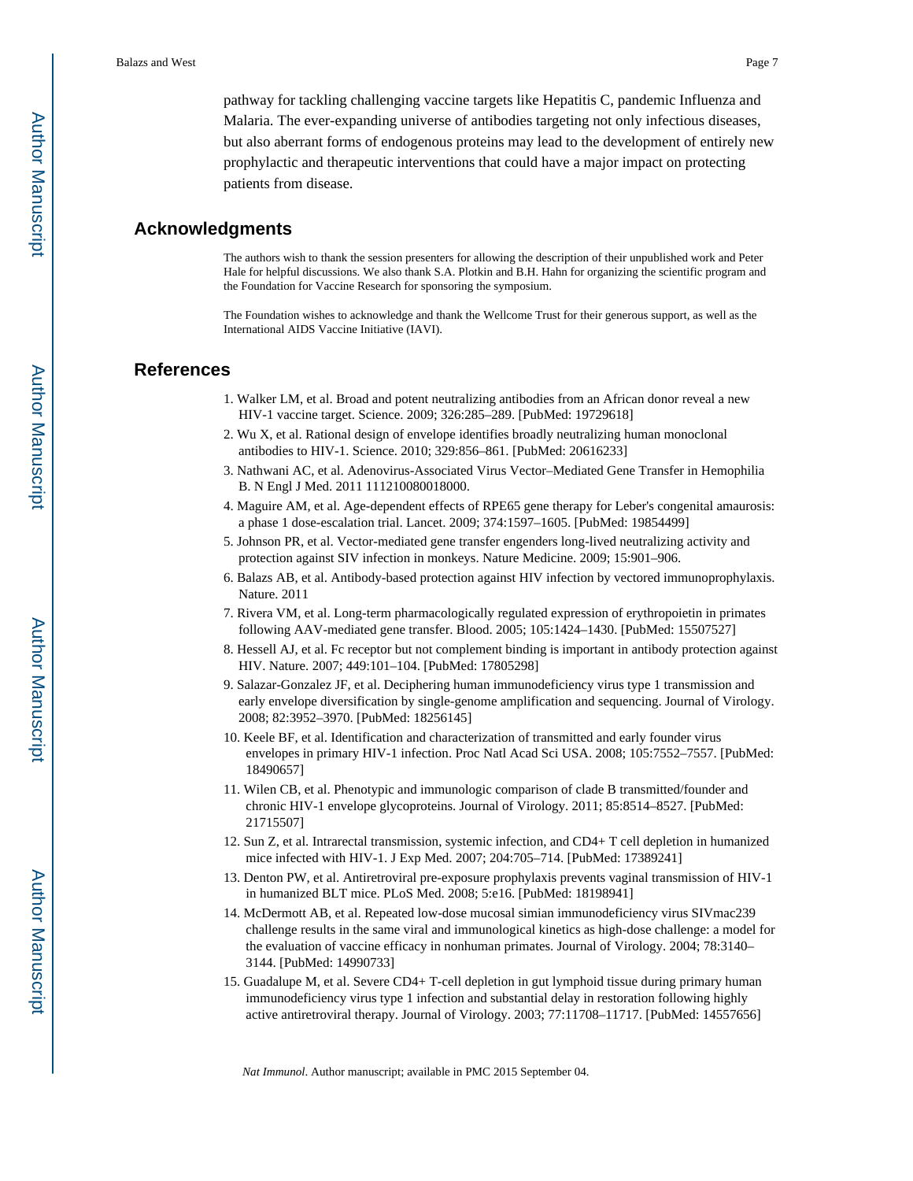pathway for tackling challenging vaccine targets like Hepatitis C, pandemic Influenza and Malaria. The ever-expanding universe of antibodies targeting not only infectious diseases, but also aberrant forms of endogenous proteins may lead to the development of entirely new prophylactic and therapeutic interventions that could have a major impact on protecting patients from disease.

## Acknowledgments

The authors wish to thank the session presenters for allowing the description of their unpublished work and Peter Hale for helpful discussions. We also thank S.A. Plotkin and B.H. Hahn for organizing the scientific program and the Foundation for Vaccine Research for sponsoring the symposium.

The Foundation wishes to acknowledge and thank the Wellcome Trust for their generous support, as well as the International AIDS Vaccine Initiative (IAVI).

## References

1. Walker LM, et al. Broad and potent neutralizing antibodies from an African donor reveal a new HIV-1 vaccine target. Science. 2009; 326:285–289. [PubMed: 19729618]
2. Wu X, et al. Rational design of envelope identifies broadly neutralizing human monoclonal antibodies to HIV-1. Science. 2010; 329:856–861. [PubMed: 20616233]
3. Nathwani AC, et al. Adenovirus-Associated Virus Vector–Mediated Gene Transfer in Hemophilia B. N Engl J Med. 2011 111210080018000.
4. Maguire AM, et al. Age-dependent effects of RPE65 gene therapy for Leber's congenital amaurosis: a phase 1 dose-escalation trial. Lancet. 2009; 374:1597–1605. [PubMed: 19854499]
5. Johnson PR, et al. Vector-mediated gene transfer engenders long-lived neutralizing activity and protection against SIV infection in monkeys. Nature Medicine. 2009; 15:901–906.
6. Balazs AB, et al. Antibody-based protection against HIV infection by vectored immunoprophylaxis. Nature. 2011
7. Rivera VM, et al. Long-term pharmacologically regulated expression of erythropoietin in primates following AAV-mediated gene transfer. Blood. 2005; 105:1424–1430. [PubMed: 15507527]
8. Hessell AJ, et al. Fc receptor but not complement binding is important in antibody protection against HIV. Nature. 2007; 449:101–104. [PubMed: 17805298]
9. Salazar-Gonzalez JF, et al. Deciphering human immunodeficiency virus type 1 transmission and early envelope diversification by single-genome amplification and sequencing. Journal of Virology. 2008; 82:3952–3970. [PubMed: 18256145]
10. Keele BF, et al. Identification and characterization of transmitted and early founder virus envelopes in primary HIV-1 infection. Proc Natl Acad Sci USA. 2008; 105:7552–7557. [PubMed: 18490657]
11. Wilen CB, et al. Phenotypic and immunologic comparison of clade B transmitted/founder and chronic HIV-1 envelope glycoproteins. Journal of Virology. 2011; 85:8514–8527. [PubMed: 21715507]
12. Sun Z, et al. Intrarectal transmission, systemic infection, and CD4+ T cell depletion in humanized mice infected with HIV-1. J Exp Med. 2007; 204:705–714. [PubMed: 17389241]
13. Denton PW, et al. Antiretroviral pre-exposure prophylaxis prevents vaginal transmission of HIV-1 in humanized BLT mice. PLoS Med. 2008; 5:e16. [PubMed: 18198941]
14. McDermott AB, et al. Repeated low-dose mucosal simian immunodeficiency virus SIVmac239 challenge results in the same viral and immunological kinetics as high-dose challenge: a model for the evaluation of vaccine efficacy in nonhuman primates. Journal of Virology. 2004; 78:3140–3144. [PubMed: 14990733]
15. Guadalupe M, et al. Severe CD4+ T-cell depletion in gut lymphoid tissue during primary human immunodeficiency virus type 1 infection and substantial delay in restoration following highly active antiretroviral therapy. Journal of Virology. 2003; 77:11708–11717. [PubMed: 14557656]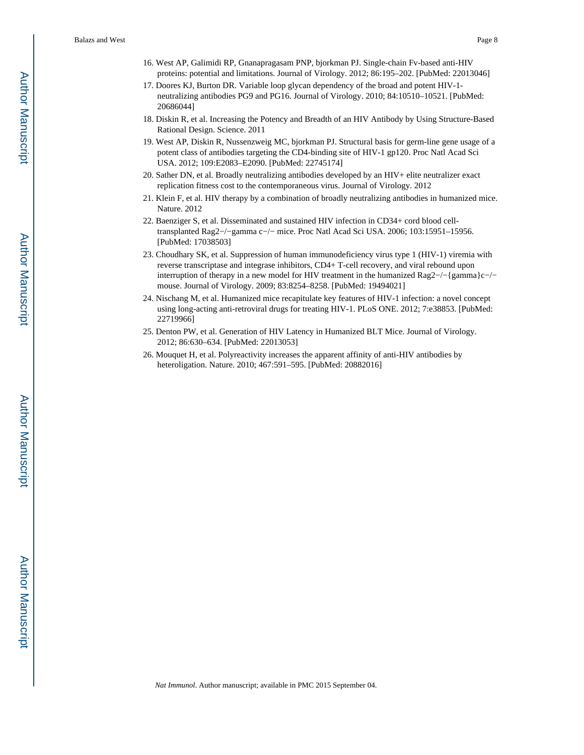16. West AP, Galimidi RP, Gnanapragasam PNP, bjorkman PJ. Single-chain Fv-based anti-HIV proteins: potential and limitations. Journal of Virology. 2012; 86:195–202. [PubMed: 22013046]
17. Doores KJ, Burton DR. Variable loop glycan dependency of the broad and potent HIV-1-neutralizing antibodies PG9 and PG16. Journal of Virology. 2010; 84:10510–10521. [PubMed: 20686044]
18. Diskin R, et al. Increasing the Potency and Breadth of an HIV Antibody by Using Structure-Based Rational Design. Science. 2011
19. West AP, Diskin R, Nussenzweig MC, bjorkman PJ. Structural basis for germ-line gene usage of a potent class of antibodies targeting the CD4-binding site of HIV-1 gp120. Proc Natl Acad Sci USA. 2012; 109:E2083–E2090. [PubMed: 22745174]
20. Sather DN, et al. Broadly neutralizing antibodies developed by an HIV+ elite neutralizer exact replication fitness cost to the contemporaneous virus. Journal of Virology. 2012
21. Klein F, et al. HIV therapy by a combination of broadly neutralizing antibodies in humanized mice. Nature. 2012
22. Baenziger S, et al. Disseminated and sustained HIV infection in CD34+ cord blood cell-transplanted Rag2−/−gamma c−/− mice. Proc Natl Acad Sci USA. 2006; 103:15951–15956. [PubMed: 17038503]
23. Choudhary SK, et al. Suppression of human immunodeficiency virus type 1 (HIV-1) viremia with reverse transcriptase and integrase inhibitors, CD4+ T-cell recovery, and viral rebound upon interruption of therapy in a new model for HIV treatment in the humanized Rag2−/−{gamma}c−/− mouse. Journal of Virology. 2009; 83:8254–8258. [PubMed: 19494021]
24. Nischang M, et al. Humanized mice recapitulate key features of HIV-1 infection: a novel concept using long-acting anti-retroviral drugs for treating HIV-1. PLoS ONE. 2012; 7:e38853. [PubMed: 22719966]
25. Denton PW, et al. Generation of HIV Latency in Humanized BLT Mice. Journal of Virology. 2012; 86:630–634. [PubMed: 22013053]
26. Mouquet H, et al. Polyreactivity increases the apparent affinity of anti-HIV antibodies by heteroligation. Nature. 2010; 467:591–595. [PubMed: 20882016]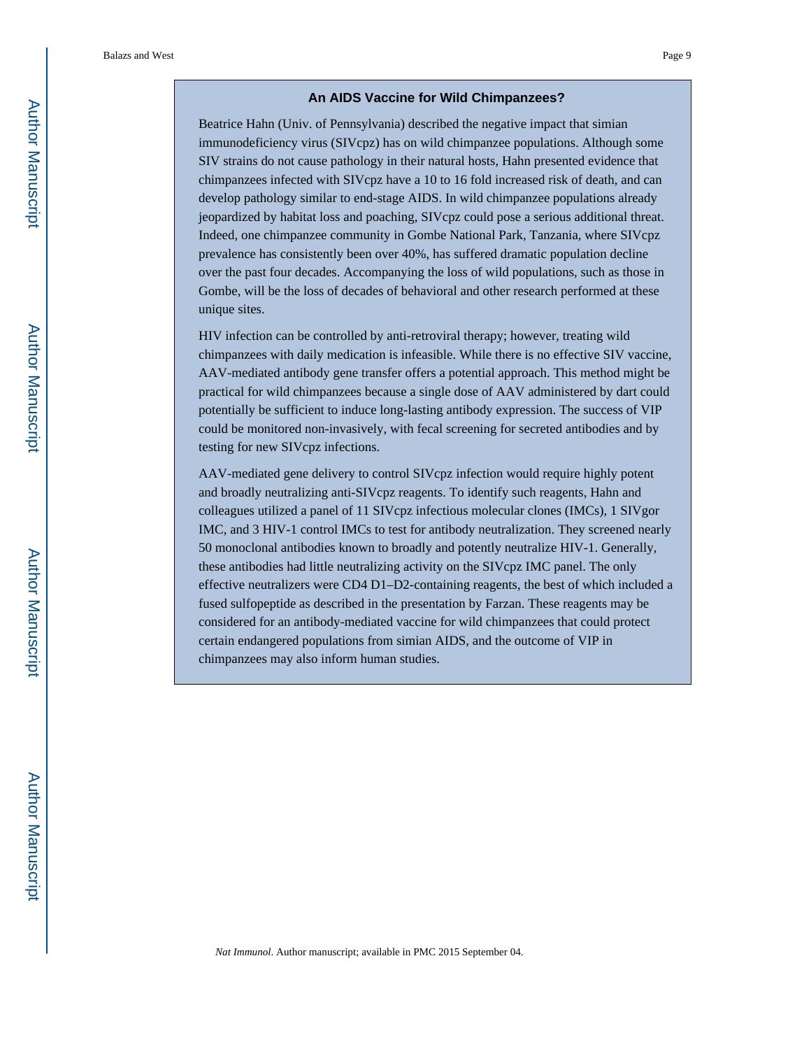### An AIDS Vaccine for Wild Chimpanzees?

Beatrice Hahn (Univ. of Pennsylvania) described the negative impact that simian immunodeficiency virus (SIVcpz) has on wild chimpanzee populations. Although some SIV strains do not cause pathology in their natural hosts, Hahn presented evidence that chimpanzees infected with SIVcpz have a 10 to 16 fold increased risk of death, and can develop pathology similar to end-stage AIDS. In wild chimpanzee populations already jeopardized by habitat loss and poaching, SIVcpz could pose a serious additional threat. Indeed, one chimpanzee community in Gombe National Park, Tanzania, where SIVcpz prevalence has consistently been over 40%, has suffered dramatic population decline over the past four decades. Accompanying the loss of wild populations, such as those in Gombe, will be the loss of decades of behavioral and other research performed at these unique sites.

HIV infection can be controlled by anti-retroviral therapy; however, treating wild chimpanzees with daily medication is infeasible. While there is no effective SIV vaccine, AAV-mediated antibody gene transfer offers a potential approach. This method might be practical for wild chimpanzees because a single dose of AAV administered by dart could potentially be sufficient to induce long-lasting antibody expression. The success of VIP could be monitored non-invasively, with fecal screening for secreted antibodies and by testing for new SIVcpz infections.

AAV-mediated gene delivery to control SIVcpz infection would require highly potent and broadly neutralizing anti-SIVcpz reagents. To identify such reagents, Hahn and colleagues utilized a panel of 11 SIVcpz infectious molecular clones (IMCs), 1 SIVgor IMC, and 3 HIV-1 control IMCs to test for antibody neutralization. They screened nearly 50 monoclonal antibodies known to broadly and potently neutralize HIV-1. Generally, these antibodies had little neutralizing activity on the SIVcpz IMC panel. The only effective neutralizers were CD4 D1–D2-containing reagents, the best of which included a fused sulfopeptide as described in the presentation by Farzan. These reagents may be considered for an antibody-mediated vaccine for wild chimpanzees that could protect certain endangered populations from simian AIDS, and the outcome of VIP in chimpanzees may also inform human studies.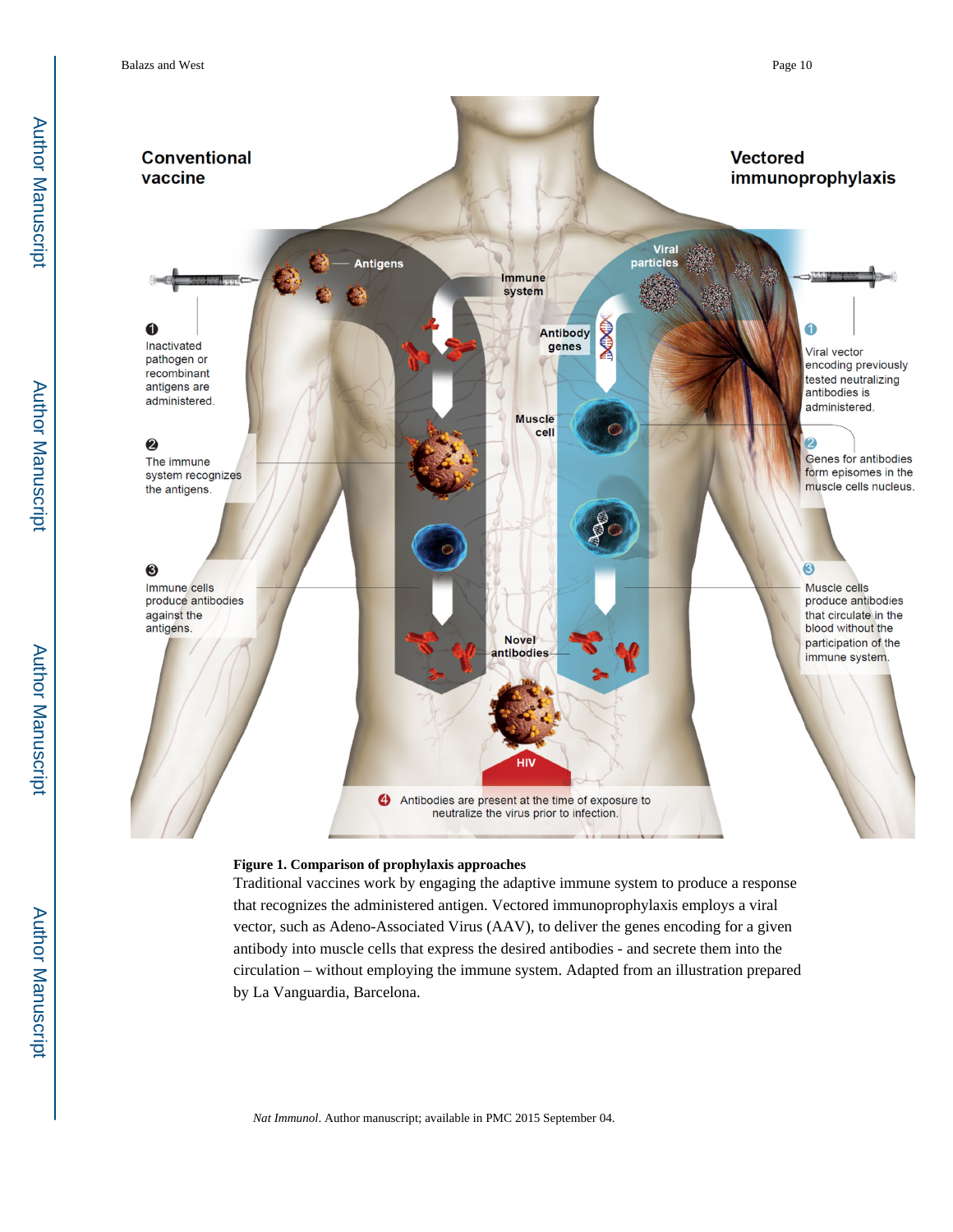Conventional vaccine

Vectored immunoprophylaxis

Antigens

Immune system

Viral particles

Antibody genes

Muscle cell

Novel antibodies

HIV

1 Inactivated pathogen or recombinant antigens are administered.

2 The immune system recognizes the antigens.

3 Immune cells produce antibodies against the antigens.

1 Viral vector encoding previously tested neutralizing antibodies is administered.

2 Genes for antibodies form episomes in the muscle cells nucleus.

3 Muscle cells produce antibodies that circulate in the blood without the participation of the immune system.

4 Antibodies are present at the time of exposure to neutralize the virus prior to infection.

**Figure 1. Comparison of prophylaxis approaches**

Traditional vaccines work by engaging the adaptive immune system to produce a response that recognizes the administered antigen. Vectored immunoprophylaxis employs a viral vector, such as Adeno-Associated Virus (AAV), to deliver the genes encoding for a given antibody into muscle cells that express the desired antibodies - and secrete them into the circulation – without employing the immune system. Adapted from an illustration prepared by La Vanguardia, Barcelona.